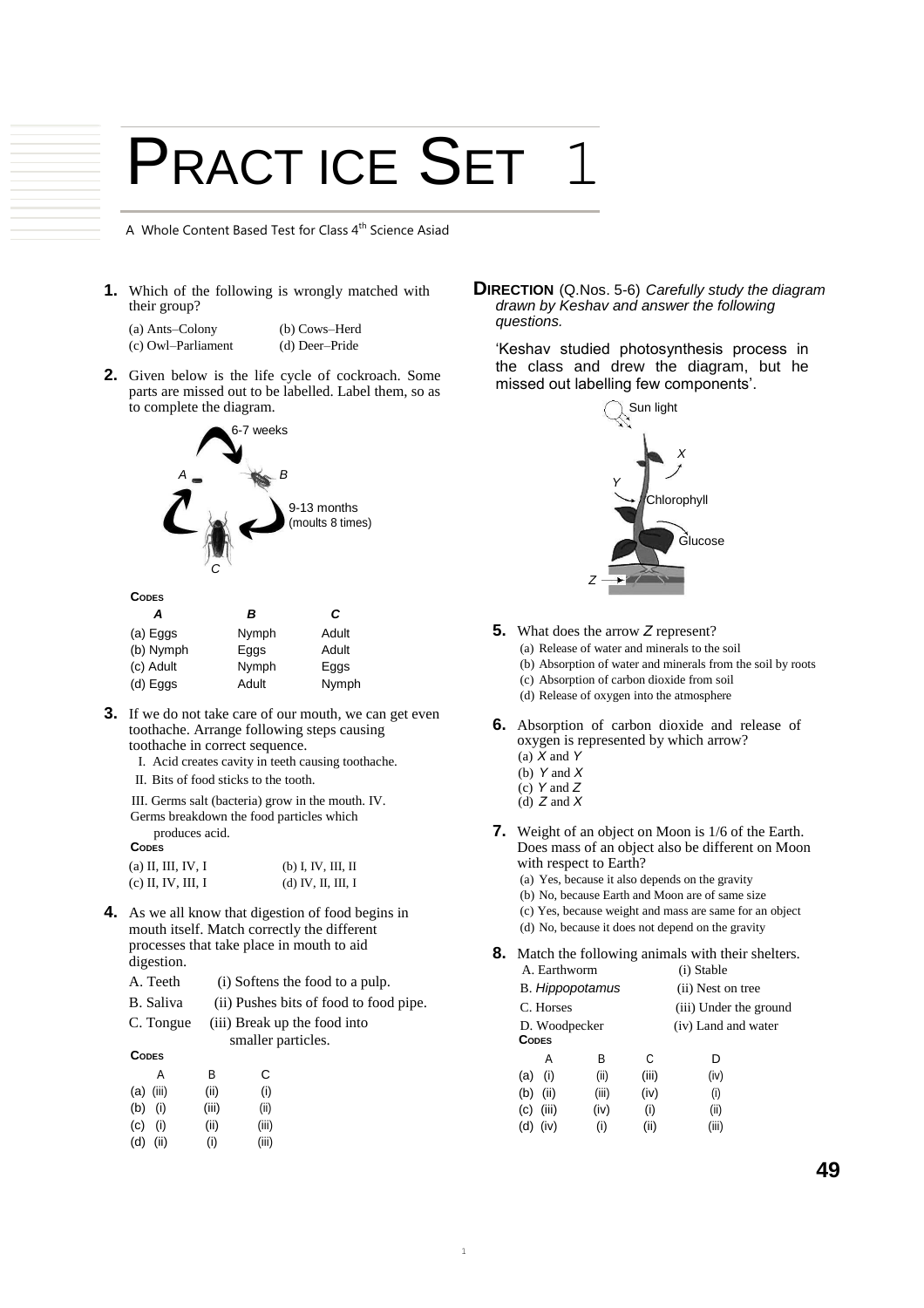# PRACTICE SET 1

A Whole Content Based Test for Class 4th Science Asiad

**1.** Which of the following is wrongly matched with their group?

(a) Ants–Colony  (b) Cows–Herd
(c) Owl–Parliament  (d) Deer–Pride

**2.** Given below is the life cycle of cockroach. Some parts are missed out to be labelled. Label them, so as to complete the diagram.

6-7 weeks

A  B

9-13 months (moults 8 times)

C

**CODES**

| | A | B | C |
|---|---|---|---|
| (a) | Eggs | Nymph | Adult |
| (b) | Nymph | Eggs | Adult |
| (c) | Adult | Nymph | Eggs |
| (d) | Eggs | Adult | Nymph |

**3.** If we do not take care of our mouth, we can get even toothache. Arrange following steps causing toothache in correct sequence.

I. Acid creates cavity in teeth causing toothache.
II. Bits of food sticks to the tooth.
III. Germs salt (bacteria) grow in the mouth.
IV. Germs breakdown the food particles which produces acid.

**CODES**

(a) II, III, IV, I  (b) I, IV, III, II
(c) II, IV, III, I  (d) IV, II, III, I

**4.** As we all know that digestion of food begins in mouth itself. Match correctly the different processes that take place in mouth to aid digestion.

A. Teeth  (i) Softens the food to a pulp.
B. Saliva  (ii) Pushes bits of food to food pipe.
C. Tongue  (iii) Break up the food into smaller particles.

**CODES**

| | A | B | C |
|---|---|---|---|
| (a) | (iii) | (ii) | (i) |
| (b) | (i) | (iii) | (ii) |
| (c) | (i) | (ii) | (iii) |
| (d) | (ii) | (i) | (iii) |

**DIRECTION** (Q.Nos. 5-6) *Carefully study the diagram drawn by Keshav and answer the following questions.*

'Keshav studied photosynthesis process in the class and drew the diagram, but he missed out labelling few components'.

Sun light

X

Y

Chlorophyll

Glucose

Z

**5.** What does the arrow *Z* represent?

(a) Release of water and minerals to the soil
(b) Absorption of water and minerals from the soil by roots
(c) Absorption of carbon dioxide from soil
(d) Release of oxygen into the atmosphere

**6.** Absorption of carbon dioxide and release of oxygen is represented by which arrow?

(a) *X* and *Y*
(b) *Y* and *X*
(c) *Y* and *Z*
(d) *Z* and *X*

**7.** Weight of an object on Moon is 1/6 of the Earth. Does mass of an object also be different on Moon with respect to Earth?

(a) Yes, because it also depends on the gravity
(b) No, because Earth and Moon are of same size
(c) Yes, because weight and mass are same for an object
(d) No, because it does not depend on the gravity

**8.** Match the following animals with their shelters.

A. Earthworm  (i) Stable
B. *Hippopotamus*  (ii) Nest on tree
C. Horses  (iii) Under the ground
D. Woodpecker  (iv) Land and water

**CODES**

| | A | B | C | D |
|---|---|---|---|---|
| (a) | (i) | (ii) | (iii) | (iv) |
| (b) | (ii) | (iii) | (iv) | (i) |
| (c) | (iii) | (iv) | (i) | (ii) |
| (d) | (iv) | (i) | (ii) | (iii) |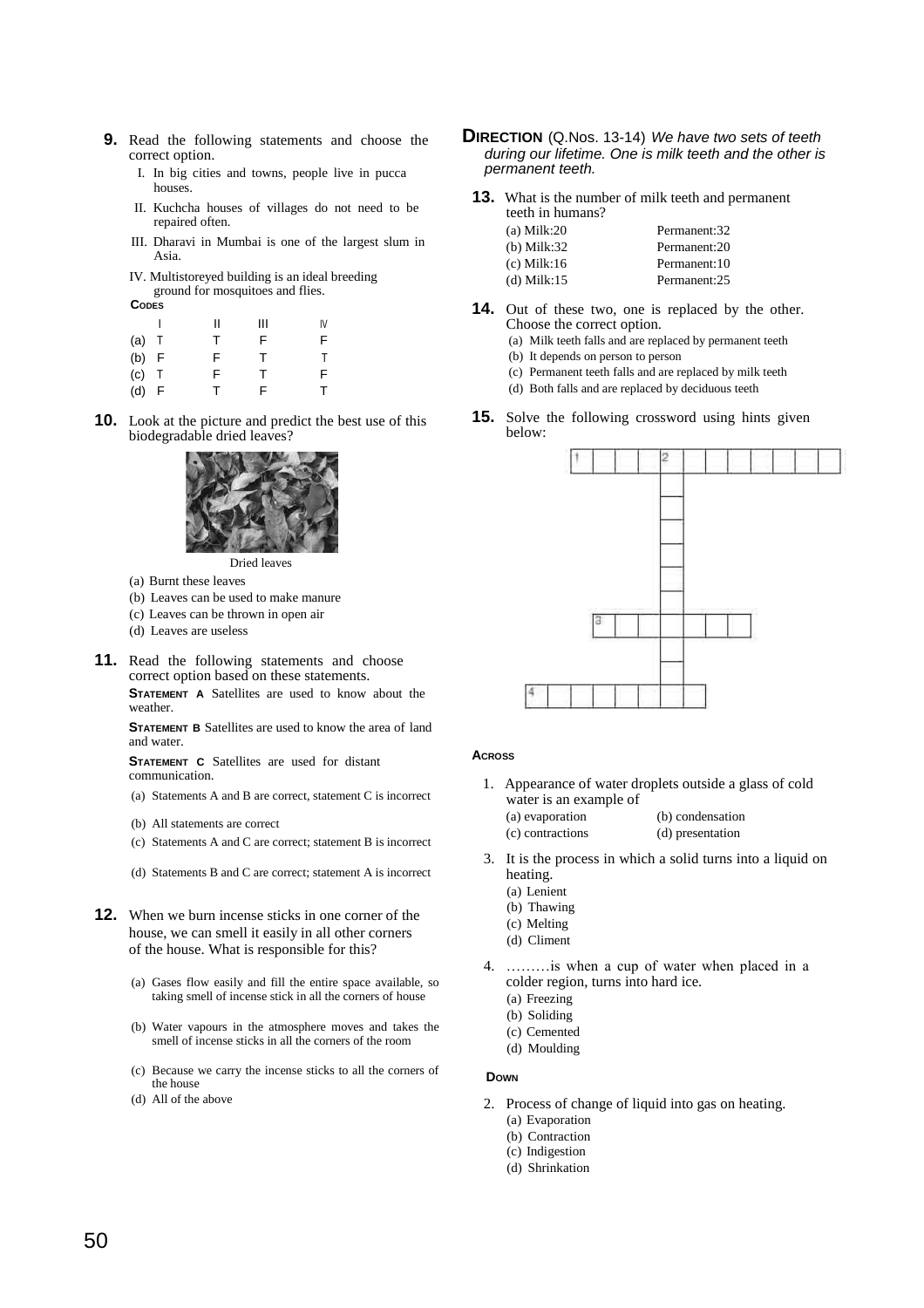**9.** Read the following statements and choose the correct option.

I. In big cities and towns, people live in pucca houses.

II. Kuchcha houses of villages do not need to be repaired often.

III. Dharavi in Mumbai is one of the largest slum in Asia.

IV. Multistoreyed building is an ideal breeding ground for mosquitoes and flies.

**Codes**

| | I | II | III | IV |
|---|---|---|---|---|
| (a) | T | T | F | F |
| (b) | F | F | T | T |
| (c) | T | F | T | F |
| (d) | F | T | F | T |

**10.** Look at the picture and predict the best use of this biodegradable dried leaves?

Dried leaves

(a) Burnt these leaves
(b) Leaves can be used to make manure
(c) Leaves can be thrown in open air
(d) Leaves are useless

**11.** Read the following statements and choose correct option based on these statements.

**Statement A** Satellites are used to know about the weather.

**Statement B** Satellites are used to know the area of land and water.

**Statement C** Satellites are used for distant communication.

(a) Statements A and B are correct, statement C is incorrect
(b) All statements are correct
(c) Statements A and C are correct; statement B is incorrect
(d) Statements B and C are correct; statement A is incorrect

**12.** When we burn incense sticks in one corner of the house, we can smell it easily in all other corners of the house. What is responsible for this?

(a) Gases flow easily and fill the entire space available, so taking smell of incense stick in all the corners of house
(b) Water vapours in the atmosphere moves and takes the smell of incense sticks in all the corners of the room
(c) Because we carry the incense sticks to all the corners of the house
(d) All of the above

**Direction** (Q.Nos. 13-14) *We have two sets of teeth during our lifetime. One is milk teeth and the other is permanent teeth.*

**13.** What is the number of milk teeth and permanent teeth in humans?

| | |
|---|---|
| (a) Milk:20 | Permanent:32 |
| (b) Milk:32 | Permanent:20 |
| (c) Milk:16 | Permanent:10 |
| (d) Milk:15 | Permanent:25 |

**14.** Out of these two, one is replaced by the other. Choose the correct option.

(a) Milk teeth falls and are replaced by permanent teeth
(b) It depends on person to person
(c) Permanent teeth falls and are replaced by milk teeth
(d) Both falls and are replaced by deciduous teeth

**15.** Solve the following crossword using hints given below:

1
2
3
4

**Across**

1. Appearance of water droplets outside a glass of cold water is an example of
   (a) evaporation (b) condensation
   (c) contractions (d) presentation

3. It is the process in which a solid turns into a liquid on heating.
   (a) Lenient
   (b) Thawing
   (c) Melting
   (d) Climent

4. ………is when a cup of water when placed in a colder region, turns into hard ice.
   (a) Freezing
   (b) Soliding
   (c) Cemented
   (d) Moulding

**Down**

2. Process of change of liquid into gas on heating.
   (a) Evaporation
   (b) Contraction
   (c) Indigestion
   (d) Shrinkation